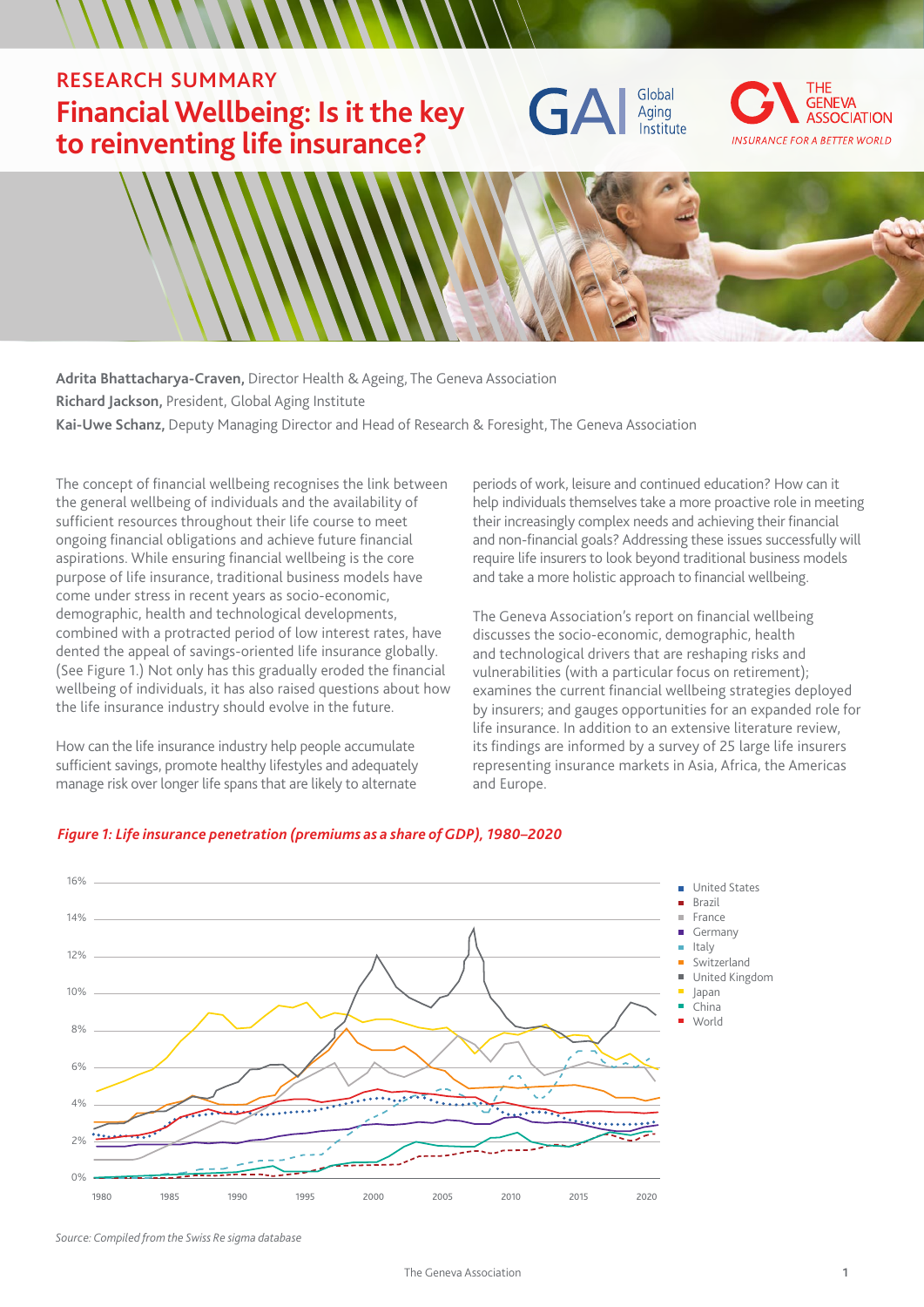RESEARCH SUMMARY

# Financial Wellbeing: Is it the key to reinventing life insurance?

**Adrita Bhattacharya-Craven,** Director Health & Ageing, The Geneva Association
**Richard Jackson,** President, Global Aging Institute
**Kai-Uwe Schanz,** Deputy Managing Director and Head of Research & Foresight, The Geneva Association

The concept of financial wellbeing recognises the link between the general wellbeing of individuals and the availability of sufficient resources throughout their life course to meet ongoing financial obligations and achieve future financial aspirations. While ensuring financial wellbeing is the core purpose of life insurance, traditional business models have come under stress in recent years as socio-economic, demographic, health and technological developments, combined with a protracted period of low interest rates, have dented the appeal of savings-oriented life insurance globally. (See Figure 1.) Not only has this gradually eroded the financial wellbeing of individuals, it has also raised questions about how the life insurance industry should evolve in the future.

How can the life insurance industry help people accumulate sufficient savings, promote healthy lifestyles and adequately manage risk over longer life spans that are likely to alternate periods of work, leisure and continued education? How can it help individuals themselves take a more proactive role in meeting their increasingly complex needs and achieving their financial and non-financial goals? Addressing these issues successfully will require life insurers to look beyond traditional business models and take a more holistic approach to financial wellbeing.

The Geneva Association's report on financial wellbeing discusses the socio-economic, demographic, health and technological drivers that are reshaping risks and vulnerabilities (with a particular focus on retirement); examines the current financial wellbeing strategies deployed by insurers; and gauges opportunities for an expanded role for life insurance. In addition to an extensive literature review, its findings are informed by a survey of 25 large life insurers representing insurance markets in Asia, Africa, the Americas and Europe.

*Figure 1: Life insurance penetration (premiums as a share of GDP), 1980–2020*

*Source: Compiled from the Swiss Re sigma database*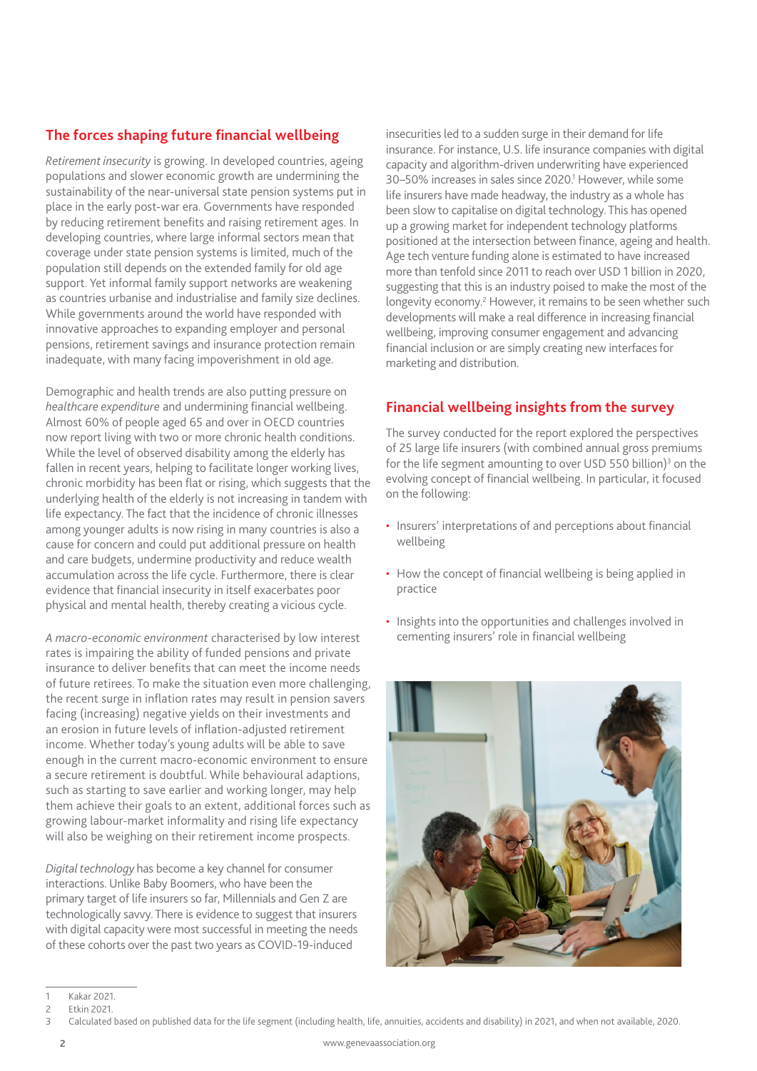## The forces shaping future financial wellbeing

*Retirement insecurity* is growing. In developed countries, ageing populations and slower economic growth are undermining the sustainability of the near-universal state pension systems put in place in the early post-war era. Governments have responded by reducing retirement benefits and raising retirement ages. In developing countries, where large informal sectors mean that coverage under state pension systems is limited, much of the population still depends on the extended family for old age support. Yet informal family support networks are weakening as countries urbanise and industrialise and family size declines. While governments around the world have responded with innovative approaches to expanding employer and personal pensions, retirement savings and insurance protection remain inadequate, with many facing impoverishment in old age.

Demographic and health trends are also putting pressure on *healthcare expenditure* and undermining financial wellbeing. Almost 60% of people aged 65 and over in OECD countries now report living with two or more chronic health conditions. While the level of observed disability among the elderly has fallen in recent years, helping to facilitate longer working lives, chronic morbidity has been flat or rising, which suggests that the underlying health of the elderly is not increasing in tandem with life expectancy. The fact that the incidence of chronic illnesses among younger adults is now rising in many countries is also a cause for concern and could put additional pressure on health and care budgets, undermine productivity and reduce wealth accumulation across the life cycle. Furthermore, there is clear evidence that financial insecurity in itself exacerbates poor physical and mental health, thereby creating a vicious cycle.

*A macro-economic environment* characterised by low interest rates is impairing the ability of funded pensions and private insurance to deliver benefits that can meet the income needs of future retirees. To make the situation even more challenging, the recent surge in inflation rates may result in pension savers facing (increasing) negative yields on their investments and an erosion in future levels of inflation-adjusted retirement income. Whether today's young adults will be able to save enough in the current macro-economic environment to ensure a secure retirement is doubtful. While behavioural adaptions, such as starting to save earlier and working longer, may help them achieve their goals to an extent, additional forces such as growing labour-market informality and rising life expectancy will also be weighing on their retirement income prospects.

*Digital technology* has become a key channel for consumer interactions. Unlike Baby Boomers, who have been the primary target of life insurers so far, Millennials and Gen Z are technologically savvy. There is evidence to suggest that insurers with digital capacity were most successful in meeting the needs of these cohorts over the past two years as COVID-19-induced insecurities led to a sudden surge in their demand for life insurance. For instance, U.S. life insurance companies with digital capacity and algorithm-driven underwriting have experienced 30–50% increases in sales since 2020.[1] However, while some life insurers have made headway, the industry as a whole has been slow to capitalise on digital technology. This has opened up a growing market for independent technology platforms positioned at the intersection between finance, ageing and health. Age tech venture funding alone is estimated to have increased more than tenfold since 2011 to reach over USD 1 billion in 2020, suggesting that this is an industry poised to make the most of the longevity economy.[2] However, it remains to be seen whether such developments will make a real difference in increasing financial wellbeing, improving consumer engagement and advancing financial inclusion or are simply creating new interfaces for marketing and distribution.

## Financial wellbeing insights from the survey

The survey conducted for the report explored the perspectives of 25 large life insurers (with combined annual gross premiums for the life segment amounting to over USD 550 billion)[3] on the evolving concept of financial wellbeing. In particular, it focused on the following:

- Insurers' interpretations of and perceptions about financial wellbeing
- How the concept of financial wellbeing is being applied in practice
- Insights into the opportunities and challenges involved in cementing insurers' role in financial wellbeing

---

1 Kakar 2021.

2 Etkin 2021.

3 Calculated based on published data for the life segment (including health, life, annuities, accidents and disability) in 2021, and when not available, 2020.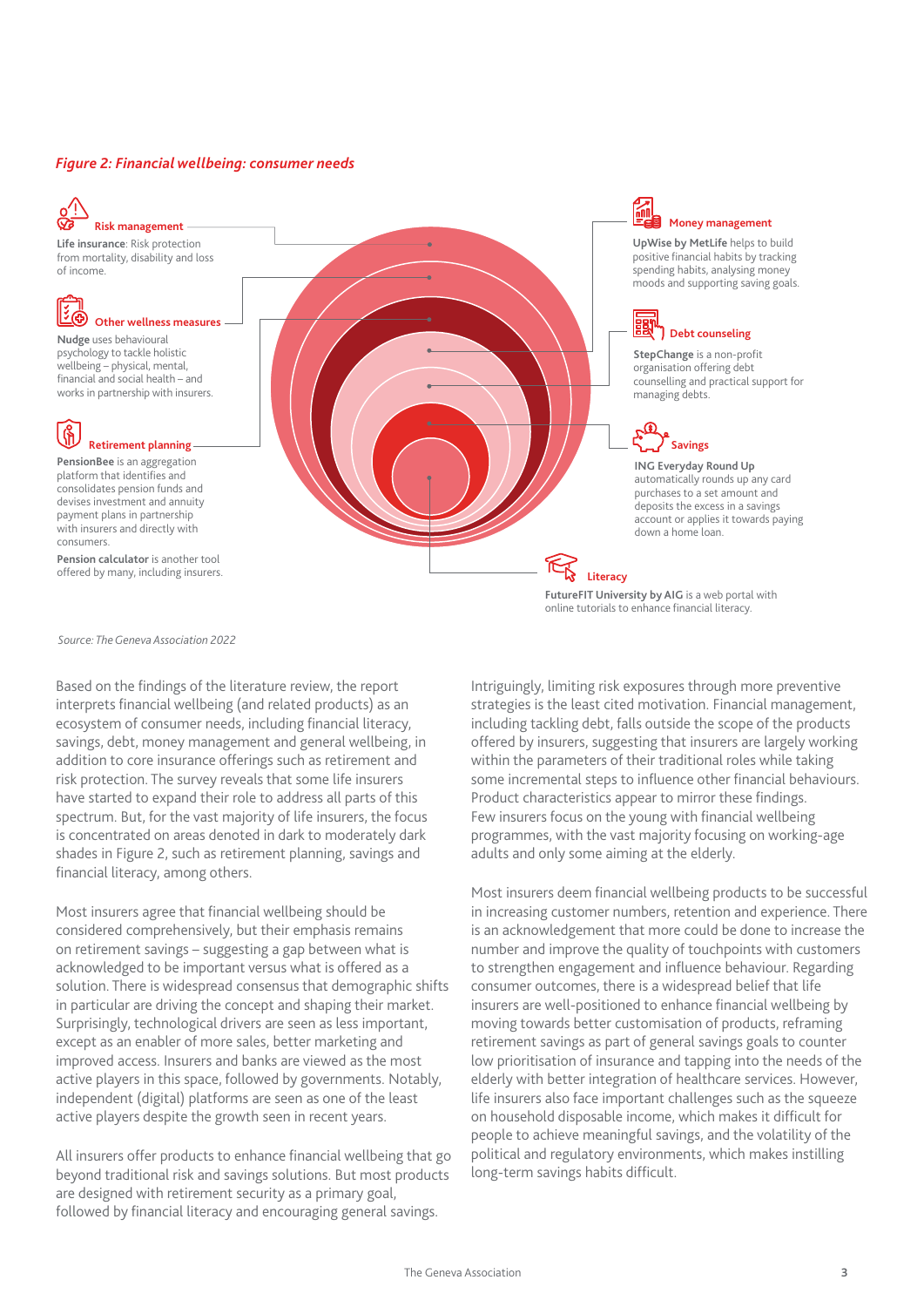*Figure 2: Financial wellbeing: consumer needs*

**Risk management**

**Life insurance**: Risk protection from mortality, disability and loss of income.

**Other wellness measures**

**Nudge** uses behavioural psychology to tackle holistic wellbeing – physical, mental, financial and social health – and works in partnership with insurers.

**Retirement planning**

**PensionBee** is an aggregation platform that identifies and consolidates pension funds and devises investment and annuity payment plans in partnership with insurers and directly with consumers.

**Pension calculator** is another tool offered by many, including insurers.

**Money management**

**UpWise by MetLife** helps to build positive financial habits by tracking spending habits, analysing money moods and supporting saving goals.

**Debt counseling**

**StepChange** is a non-profit organisation offering debt counselling and practical support for managing debts.

**Savings**

**ING Everyday Round Up** automatically rounds up any card purchases to a set amount and deposits the excess in a savings account or applies it towards paying down a home loan.

**Literacy**

**FutureFIT University by AIG** is a web portal with online tutorials to enhance financial literacy.

*Source: The Geneva Association 2022*

Based on the findings of the literature review, the report interprets financial wellbeing (and related products) as an ecosystem of consumer needs, including financial literacy, savings, debt, money management and general wellbeing, in addition to core insurance offerings such as retirement and risk protection. The survey reveals that some life insurers have started to expand their role to address all parts of this spectrum. But, for the vast majority of life insurers, the focus is concentrated on areas denoted in dark to moderately dark shades in Figure 2, such as retirement planning, savings and financial literacy, among others.

Most insurers agree that financial wellbeing should be considered comprehensively, but their emphasis remains on retirement savings – suggesting a gap between what is acknowledged to be important versus what is offered as a solution. There is widespread consensus that demographic shifts in particular are driving the concept and shaping their market. Surprisingly, technological drivers are seen as less important, except as an enabler of more sales, better marketing and improved access. Insurers and banks are viewed as the most active players in this space, followed by governments. Notably, independent (digital) platforms are seen as one of the least active players despite the growth seen in recent years.

All insurers offer products to enhance financial wellbeing that go beyond traditional risk and savings solutions. But most products are designed with retirement security as a primary goal, followed by financial literacy and encouraging general savings.

Intriguingly, limiting risk exposures through more preventive strategies is the least cited motivation. Financial management, including tackling debt, falls outside the scope of the products offered by insurers, suggesting that insurers are largely working within the parameters of their traditional roles while taking some incremental steps to influence other financial behaviours. Product characteristics appear to mirror these findings. Few insurers focus on the young with financial wellbeing programmes, with the vast majority focusing on working-age adults and only some aiming at the elderly.

Most insurers deem financial wellbeing products to be successful in increasing customer numbers, retention and experience. There is an acknowledgement that more could be done to increase the number and improve the quality of touchpoints with customers to strengthen engagement and influence behaviour. Regarding consumer outcomes, there is a widespread belief that life insurers are well-positioned to enhance financial wellbeing by moving towards better customisation of products, reframing retirement savings as part of general savings goals to counter low prioritisation of insurance and tapping into the needs of the elderly with better integration of healthcare services. However, life insurers also face important challenges such as the squeeze on household disposable income, which makes it difficult for people to achieve meaningful savings, and the volatility of the political and regulatory environments, which makes instilling long-term savings habits difficult.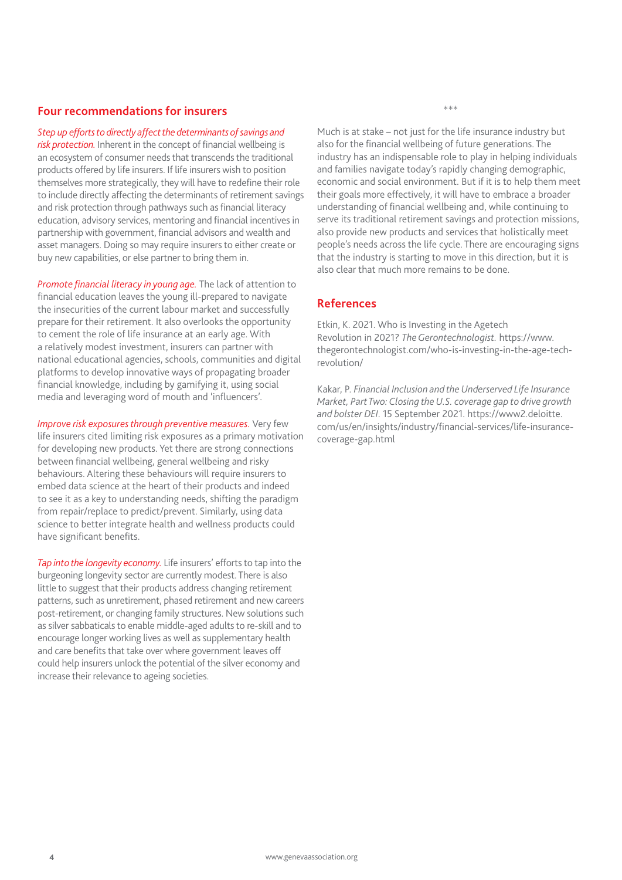## Four recommendations for insurers

*Step up efforts to directly affect the determinants of savings and risk protection.* Inherent in the concept of financial wellbeing is an ecosystem of consumer needs that transcends the traditional products offered by life insurers. If life insurers wish to position themselves more strategically, they will have to redefine their role to include directly affecting the determinants of retirement savings and risk protection through pathways such as financial literacy education, advisory services, mentoring and financial incentives in partnership with government, financial advisors and wealth and asset managers. Doing so may require insurers to either create or buy new capabilities, or else partner to bring them in.

*Promote financial literacy in young age.* The lack of attention to financial education leaves the young ill-prepared to navigate the insecurities of the current labour market and successfully prepare for their retirement. It also overlooks the opportunity to cement the role of life insurance at an early age. With a relatively modest investment, insurers can partner with national educational agencies, schools, communities and digital platforms to develop innovative ways of propagating broader financial knowledge, including by gamifying it, using social media and leveraging word of mouth and 'influencers'.

*Improve risk exposures through preventive measures.* Very few life insurers cited limiting risk exposures as a primary motivation for developing new products. Yet there are strong connections between financial wellbeing, general wellbeing and risky behaviours. Altering these behaviours will require insurers to embed data science at the heart of their products and indeed to see it as a key to understanding needs, shifting the paradigm from repair/replace to predict/prevent. Similarly, using data science to better integrate health and wellness products could have significant benefits.

*Tap into the longevity economy.* Life insurers' efforts to tap into the burgeoning longevity sector are currently modest. There is also little to suggest that their products address changing retirement patterns, such as unretirement, phased retirement and new careers post-retirement, or changing family structures. New solutions such as silver sabbaticals to enable middle-aged adults to re-skill and to encourage longer working lives as well as supplementary health and care benefits that take over where government leaves off could help insurers unlock the potential of the silver economy and increase their relevance to ageing societies.

\*\*\*

Much is at stake – not just for the life insurance industry but also for the financial wellbeing of future generations. The industry has an indispensable role to play in helping individuals and families navigate today's rapidly changing demographic, economic and social environment. But if it is to help them meet their goals more effectively, it will have to embrace a broader understanding of financial wellbeing and, while continuing to serve its traditional retirement savings and protection missions, also provide new products and services that holistically meet people's needs across the life cycle. There are encouraging signs that the industry is starting to move in this direction, but it is also clear that much more remains to be done.

## References

Etkin, K. 2021. Who is Investing in the Agetech Revolution in 2021? *The Gerontechnologist.* https://www.thegerontechnologist.com/who-is-investing-in-the-age-tech-revolution/

Kakar, P. *Financial Inclusion and the Underserved Life Insurance Market, Part Two: Closing the U.S. coverage gap to drive growth and bolster DEI.* 15 September 2021. https://www2.deloitte.com/us/en/insights/industry/financial-services/life-insurance-coverage-gap.html